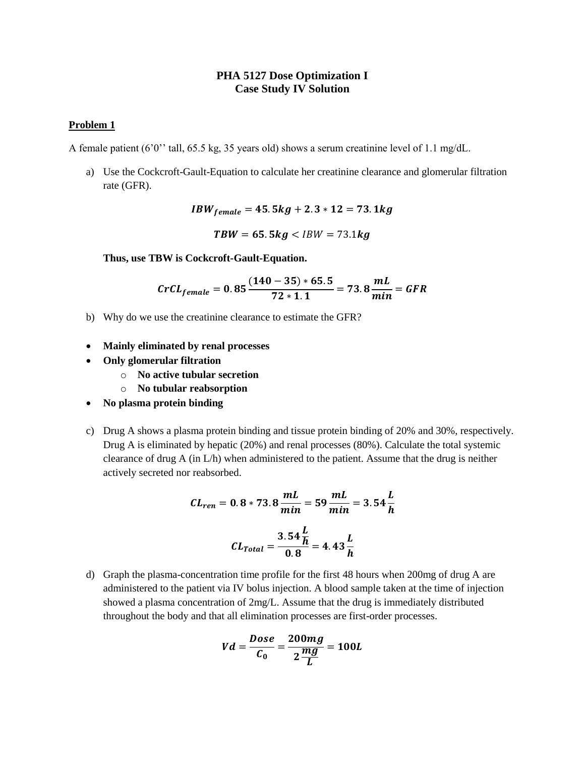# PHA 5127 Dose Optimization I
## Case Study IV Solution

### Problem 1

A female patient (6'0'' tall, 65.5 kg, 35 years old) shows a serum creatinine level of 1.1 mg/dL.

a) Use the Cockcroft-Gault-Equation to calculate her creatinine clearance and glomerular filtration rate (GFR).

$$IBW_{female} = 45.5kg + 2.3 * 12 = 73.1kg$$

$$TBW = 65.5kg < IBW = 73.1kg$$

**Thus, use TBW is Cockcroft-Gault-Equation.**

$$CrCL_{female} = 0.85 \frac{(140 - 35) * 65.5}{72 * 1.1} = 73.8 \frac{mL}{min} = GFR$$

b) Why do we use the creatinine clearance to estimate the GFR?

- **Mainly eliminated by renal processes**
- **Only glomerular filtration**
  - **No active tubular secretion**
  - **No tubular reabsorption**
- **No plasma protein binding**

c) Drug A shows a plasma protein binding and tissue protein binding of 20% and 30%, respectively. Drug A is eliminated by hepatic (20%) and renal processes (80%). Calculate the total systemic clearance of drug A (in L/h) when administered to the patient. Assume that the drug is neither actively secreted nor reabsorbed.

$$CL_{ren} = 0.8 * 73.8 \frac{mL}{min} = 59 \frac{mL}{min} = 3.54 \frac{L}{h}$$

$$CL_{Total} = \frac{3.54 \frac{L}{h}}{0.8} = 4.43 \frac{L}{h}$$

d) Graph the plasma-concentration time profile for the first 48 hours when 200mg of drug A are administered to the patient via IV bolus injection. A blood sample taken at the time of injection showed a plasma concentration of 2mg/L. Assume that the drug is immediately distributed throughout the body and that all elimination processes are first-order processes.

$$Vd = \frac{Dose}{C_0} = \frac{200mg}{2\frac{mg}{L}} = 100L$$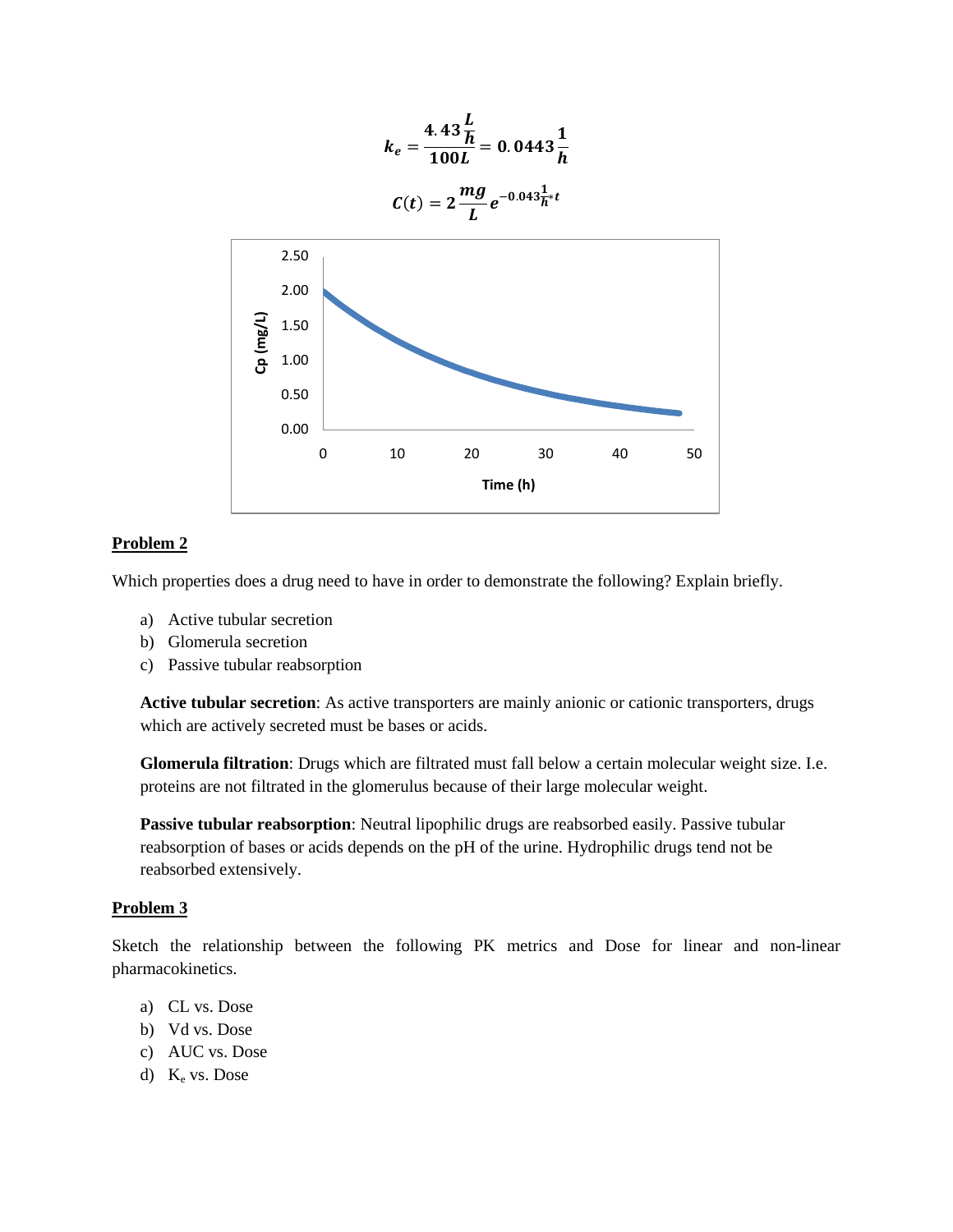$$k_e = \frac{4.43\frac{L}{h}}{100L} = 0.0443\frac{1}{h}$$

$$C(t) = 2\frac{mg}{L}e^{-0.043\frac{1}{h}*t}$$

Cp (mg/L)

2.50
2.00
1.50
1.00
0.50
0.00

0
10
20
30
40
50

Time (h)

**Problem 2**

Which properties does a drug need to have in order to demonstrate the following? Explain briefly.

a) Active tubular secretion
b) Glomerula secretion
c) Passive tubular reabsorption

**Active tubular secretion**: As active transporters are mainly anionic or cationic transporters, drugs which are actively secreted must be bases or acids.

**Glomerula filtration**: Drugs which are filtrated must fall below a certain molecular weight size. I.e. proteins are not filtrated in the glomerulus because of their large molecular weight.

**Passive tubular reabsorption**: Neutral lipophilic drugs are reabsorbed easily. Passive tubular reabsorption of bases or acids depends on the pH of the urine. Hydrophilic drugs tend not be reabsorbed extensively.

**Problem 3**

Sketch the relationship between the following PK metrics and Dose for linear and non-linear pharmacokinetics.

a) CL vs. Dose
b) Vd vs. Dose
c) AUC vs. Dose
d) $K_e$ vs. Dose